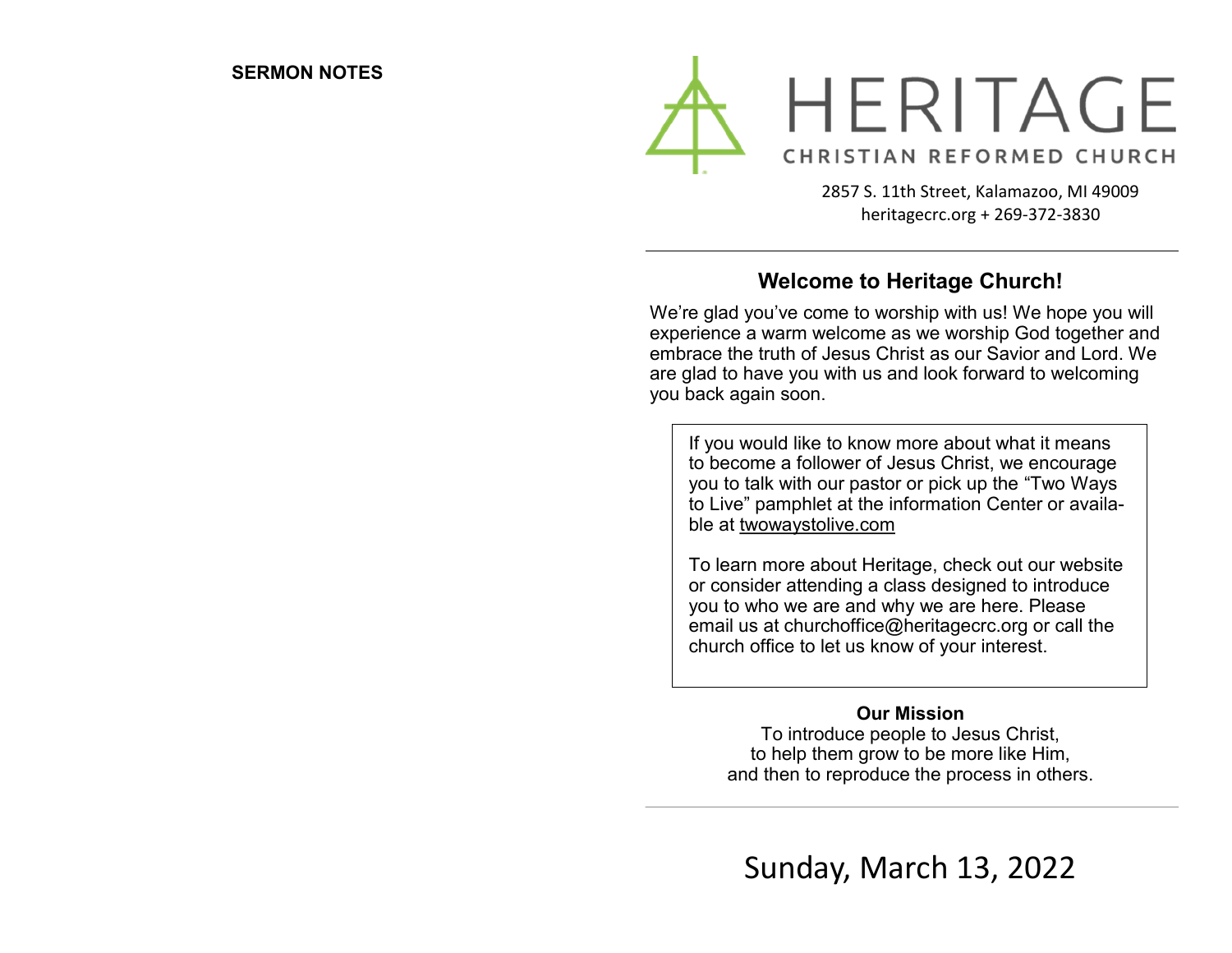**SERMON NOTES**

# HERITAGE

CHRISTIAN REFORMED CHURCH

2857 S. 11th Street, Kalamazoo, MI 49009
heritagecrc.org + 269-372-3830

---

## Welcome to Heritage Church!

We're glad you've come to worship with us! We hope you will experience a warm welcome as we worship God together and embrace the truth of Jesus Christ as our Savior and Lord. We are glad to have you with us and look forward to welcoming you back again soon.

If you would like to know more about what it means to become a follower of Jesus Christ, we encourage you to talk with our pastor or pick up the "Two Ways to Live" pamphlet at the information Center or available at twowaystolive.com

To learn more about Heritage, check out our website or consider attending a class designed to introduce you to who we are and why we are here. Please email us at churchoffice@heritagecrc.org or call the church office to let us know of your interest.

**Our Mission**

To introduce people to Jesus Christ,
to help them grow to be more like Him,
and then to reproduce the process in others.

---

Sunday, March 13, 2022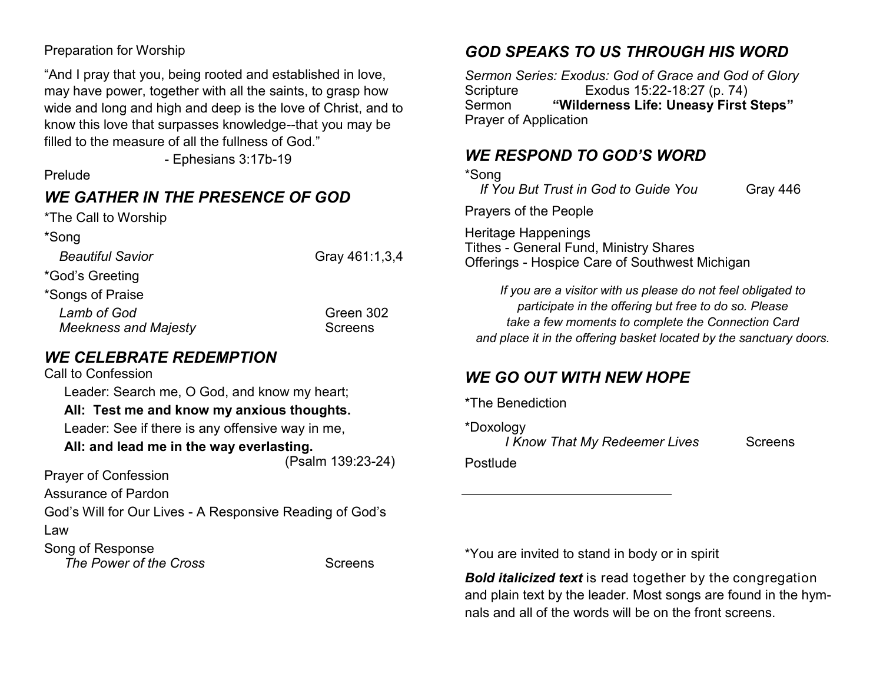Preparation for Worship

"And I pray that you, being rooted and established in love, may have power, together with all the saints, to grasp how wide and long and high and deep is the love of Christ, and to know this love that surpasses knowledge--that you may be filled to the measure of all the fullness of God."

- Ephesians 3:17b-19

Prelude

## *WE GATHER IN THE PRESENCE OF GOD*

*The Call to Worship

*Song

*Beautiful Savior* Gray 461:1,3,4

*God's Greeting

*Songs of Praise

*Lamb of God* Green 302
*Meekness and Majesty* Screens

## *WE CELEBRATE REDEMPTION*

Call to Confession

Leader: Search me, O God, and know my heart;

**All: Test me and know my anxious thoughts.**

Leader: See if there is any offensive way in me,

**All: and lead me in the way everlasting.**

(Psalm 139:23-24)

Prayer of Confession

Assurance of Pardon

God's Will for Our Lives - A Responsive Reading of God's Law

Song of Response

*The Power of the Cross* Screens

## *GOD SPEAKS TO US THROUGH HIS WORD*

*Sermon Series: Exodus: God of Grace and God of Glory*

Scripture Exodus 15:22-18:27 (p. 74)

Sermon **"Wilderness Life: Uneasy First Steps"**

Prayer of Application

## *WE RESPOND TO GOD'S WORD*

*Song

*If You But Trust in God to Guide You* Gray 446

Prayers of the People

Heritage Happenings

Tithes - General Fund, Ministry Shares

Offerings - Hospice Care of Southwest Michigan

*If you are a visitor with us please do not feel obligated to participate in the offering but free to do so. Please take a few moments to complete the Connection Card and place it in the offering basket located by the sanctuary doors.*

## *WE GO OUT WITH NEW HOPE*

*The Benediction

*Doxology

*I Know That My Redeemer Lives* Screens

Postlude

---

*You are invited to stand in body or in spirit

***Bold italicized text*** is read together by the congregation and plain text by the leader. Most songs are found in the hymnals and all of the words will be on the front screens.